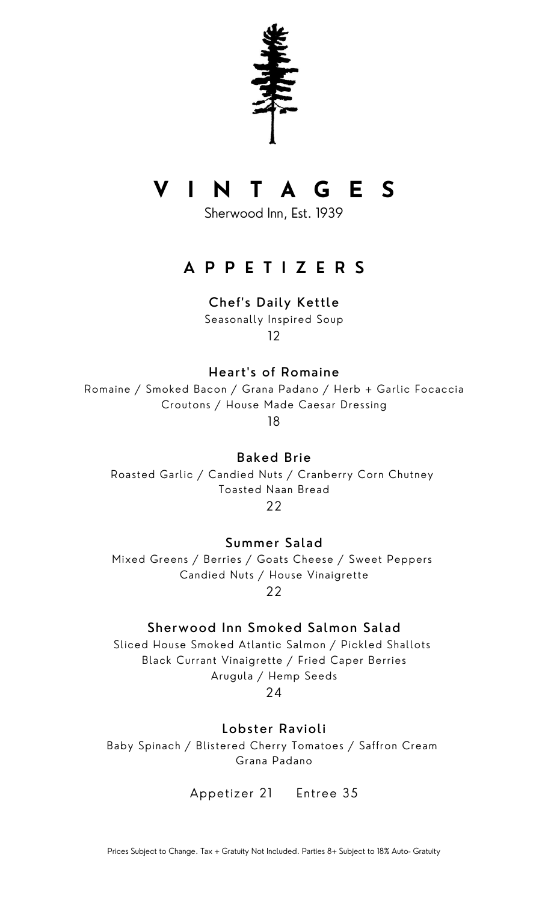# V I N T A G E S

Sherwood Inn, Est. 1939

## A P P E T I Z E R S

### Chef's Daily Kettle

Seasonally Inspired Soup

12

### Heart's of Romaine

Romaine / Smoked Bacon / Grana Padano / Herb + Garlic Focaccia Croutons / House Made Caesar Dressing

18

### Baked Brie

Roasted Garlic / Candied Nuts / Cranberry Corn Chutney Toasted Naan Bread

22

### Summer Salad

Mixed Greens / Berries / Goats Cheese / Sweet Peppers Candied Nuts / House Vinaigrette

22

### Sherwood Inn Smoked Salmon Salad

Sliced House Smoked Atlantic Salmon / Pickled Shallots Black Currant Vinaigrette / Fried Caper Berries Arugula / Hemp Seeds

24

### Lobster Ravioli

Baby Spinach / Blistered Cherry Tomatoes / Saffron Cream Grana Padano

Appetizer 21 Entree 35

Prices Subject to Change. Tax + Gratuity Not Included. Parties 8+ Subject to 18% Auto- Gratuity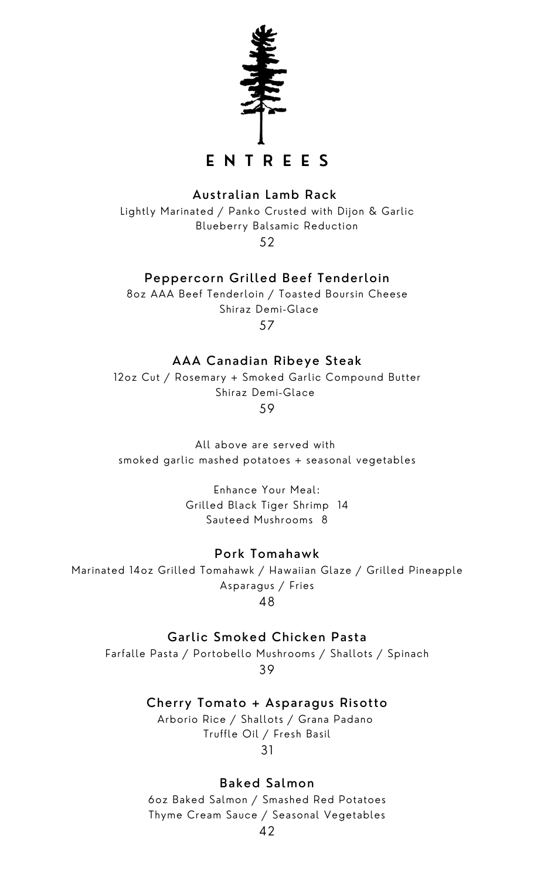# ENTREES

### Australian Lamb Rack

Lightly Marinated / Panko Crusted with Dijon & Garlic
Blueberry Balsamic Reduction

52

### Peppercorn Grilled Beef Tenderloin

8oz AAA Beef Tenderloin / Toasted Boursin Cheese
Shiraz Demi-Glace

57

### AAA Canadian Ribeye Steak

12oz Cut / Rosemary + Smoked Garlic Compound Butter
Shiraz Demi-Glace

59

All above are served with
smoked garlic mashed potatoes + seasonal vegetables

Enhance Your Meal:
Grilled Black Tiger Shrimp 14
Sauteed Mushrooms 8

### Pork Tomahawk

Marinated 14oz Grilled Tomahawk / Hawaiian Glaze / Grilled Pineapple
Asparagus / Fries

48

### Garlic Smoked Chicken Pasta

Farfalle Pasta / Portobello Mushrooms / Shallots / Spinach

39

### Cherry Tomato + Asparagus Risotto

Arborio Rice / Shallots / Grana Padano
Truffle Oil / Fresh Basil

31

### Baked Salmon

6oz Baked Salmon / Smashed Red Potatoes
Thyme Cream Sauce / Seasonal Vegetables

42